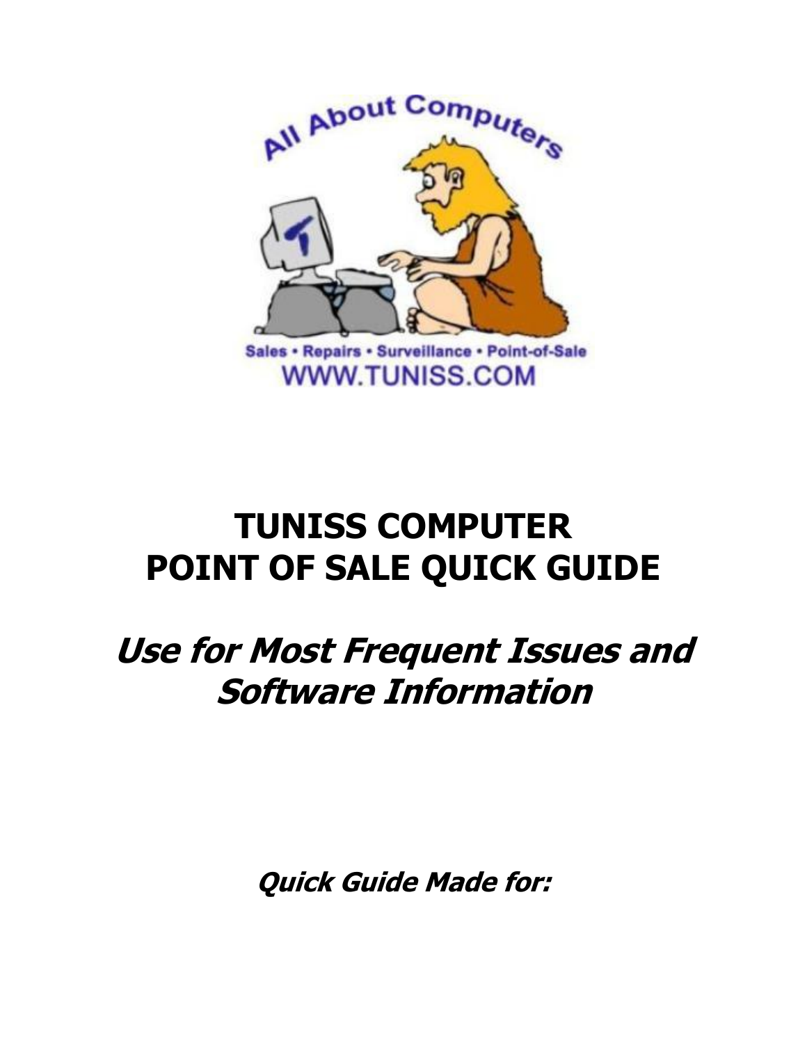All About Computers

Sales • Repairs • Surveillance • Point-of-Sale

WWW.TUNISS.COM

# TUNISS COMPUTER
# POINT OF SALE QUICK GUIDE

## *Use for Most Frequent Issues and Software Information*

***Quick Guide Made for:***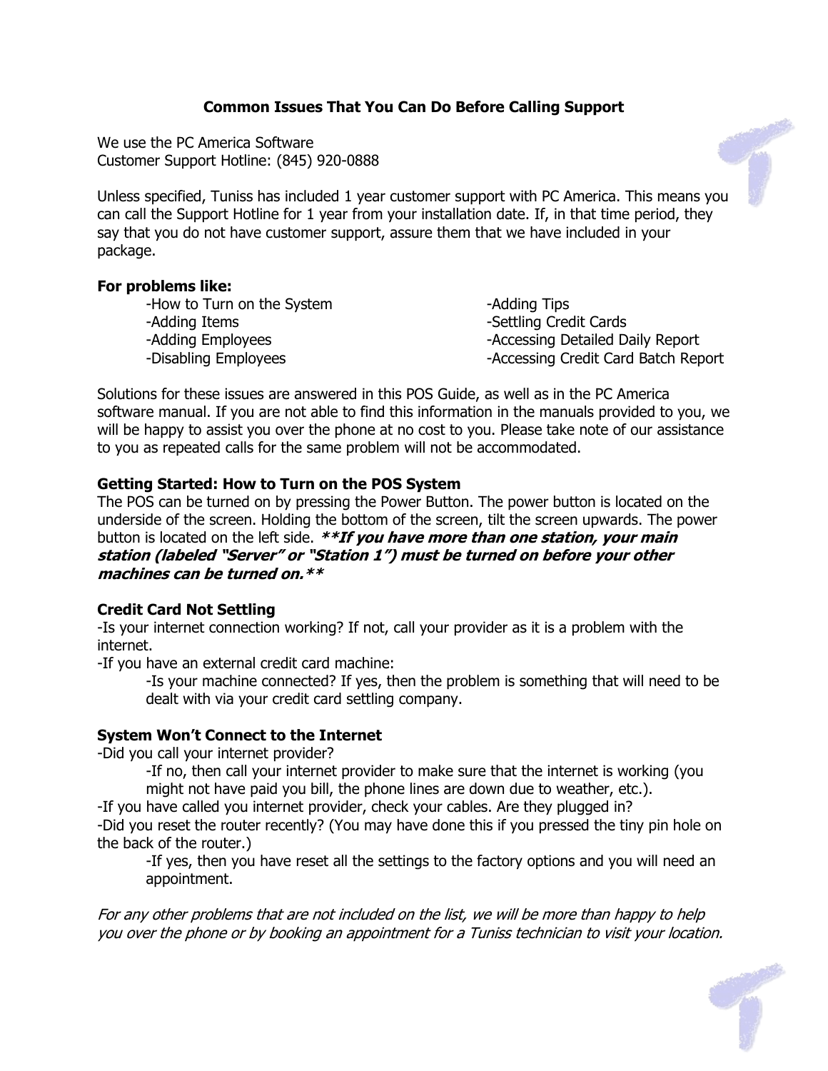## Common Issues That You Can Do Before Calling Support

We use the PC America Software
Customer Support Hotline: (845) 920-0888

Unless specified, Tuniss has included 1 year customer support with PC America. This means you can call the Support Hotline for 1 year from your installation date. If, in that time period, they say that you do not have customer support, assure them that we have included in your package.

**For problems like:**

- -How to Turn on the System
- -Adding Items
- -Adding Employees
- -Disabling Employees
- -Adding Tips
- -Settling Credit Cards
- -Accessing Detailed Daily Report
- -Accessing Credit Card Batch Report

Solutions for these issues are answered in this POS Guide, as well as in the PC America software manual. If you are not able to find this information in the manuals provided to you, we will be happy to assist you over the phone at no cost to you. Please take note of our assistance to you as repeated calls for the same problem will not be accommodated.

### Getting Started: How to Turn on the POS System

The POS can be turned on by pressing the Power Button. The power button is located on the underside of the screen. Holding the bottom of the screen, tilt the screen upwards. The power button is located on the left side. ***\*\*If you have more than one station, your main station (labeled "Server" or "Station 1") must be turned on before your other machines can be turned on.\*\****

### Credit Card Not Settling

-Is your internet connection working? If not, call your provider as it is a problem with the internet.

-If you have an external credit card machine:

   -Is your machine connected? If yes, then the problem is something that will need to be dealt with via your credit card settling company.

### System Won't Connect to the Internet

-Did you call your internet provider?

   -If no, then call your internet provider to make sure that the internet is working (you might not have paid you bill, the phone lines are down due to weather, etc.).

-If you have called you internet provider, check your cables. Are they plugged in?

-Did you reset the router recently? (You may have done this if you pressed the tiny pin hole on the back of the router.)

   -If yes, then you have reset all the settings to the factory options and you will need an appointment.

*For any other problems that are not included on the list, we will be more than happy to help you over the phone or by booking an appointment for a Tuniss technician to visit your location.*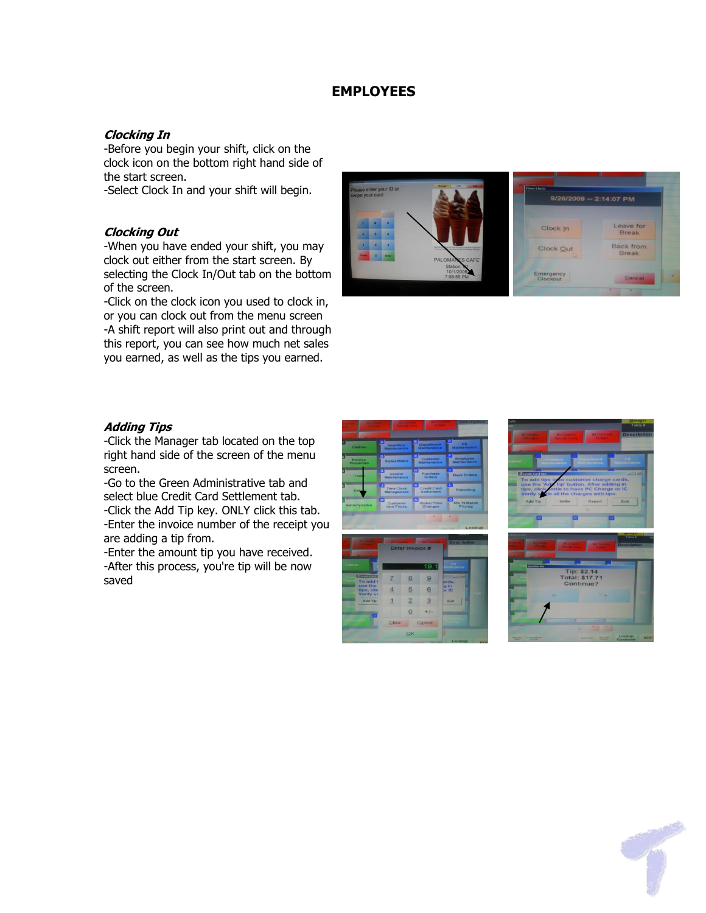# EMPLOYEES

### *Clocking In*

-Before you begin your shift, click on the clock icon on the bottom right hand side of the start screen.
-Select Clock In and your shift will begin.

### *Clocking Out*

-When you have ended your shift, you may clock out either from the start screen. By selecting the Clock In/Out tab on the bottom of the screen.
-Click on the clock icon you used to clock in, or you can clock out from the menu screen
-A shift report will also print out and through this report, you can see how much net sales you earned, as well as the tips you earned.

### *Adding Tips*

-Click the Manager tab located on the top right hand side of the screen of the menu screen.
-Go to the Green Administrative tab and select blue Credit Card Settlement tab.
-Click the Add Tip key. ONLY click this tab.
-Enter the invoice number of the receipt you are adding a tip from.
-Enter the amount tip you have received.
-After this process, you're tip will be now saved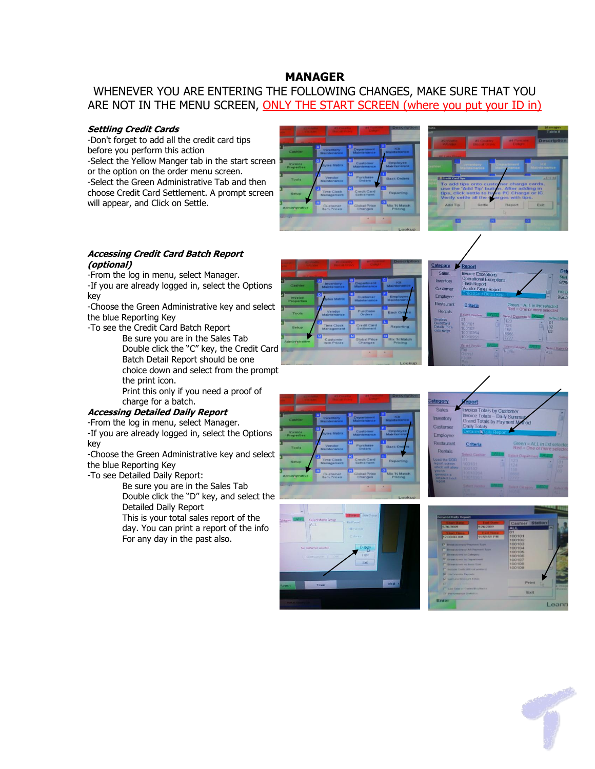# MANAGER

WHENEVER YOU ARE ENTERING THE FOLLOWING CHANGES, MAKE SURE THAT YOU ARE NOT IN THE MENU SCREEN, ONLY THE START SCREEN (where you put your ID in)

### *Settling Credit Cards*

-Don't forget to add all the credit card tips before you perform this action
-Select the Yellow Manger tab in the start screen or the option on the order menu screen.
-Select the Green Administrative Tab and then choose Credit Card Settlement. A prompt screen will appear, and Click on Settle.

### *Accessing Credit Card Batch Report (optional)*

-From the log in menu, select Manager.
-If you are already logged in, select the Options key
-Choose the Green Administrative key and select the blue Reporting Key
-To see the Credit Card Batch Report

> Be sure you are in the Sales Tab
> Double click the "C" key, the Credit Card Batch Detail Report should be one choice down and select from the prompt the print icon.
> Print this only if you need a proof of charge for a batch.

### *Accessing Detailed Daily Report*

-From the log in menu, select Manager.
-If you are already logged in, select the Options key
-Choose the Green Administrative key and select the blue Reporting Key
-To see Detailed Daily Report:

> Be sure you are in the Sales Tab
> Double click the "D" key, and select the Detailed Daily Report
> This is your total sales report of the day. You can print a report of the info For any day in the past also.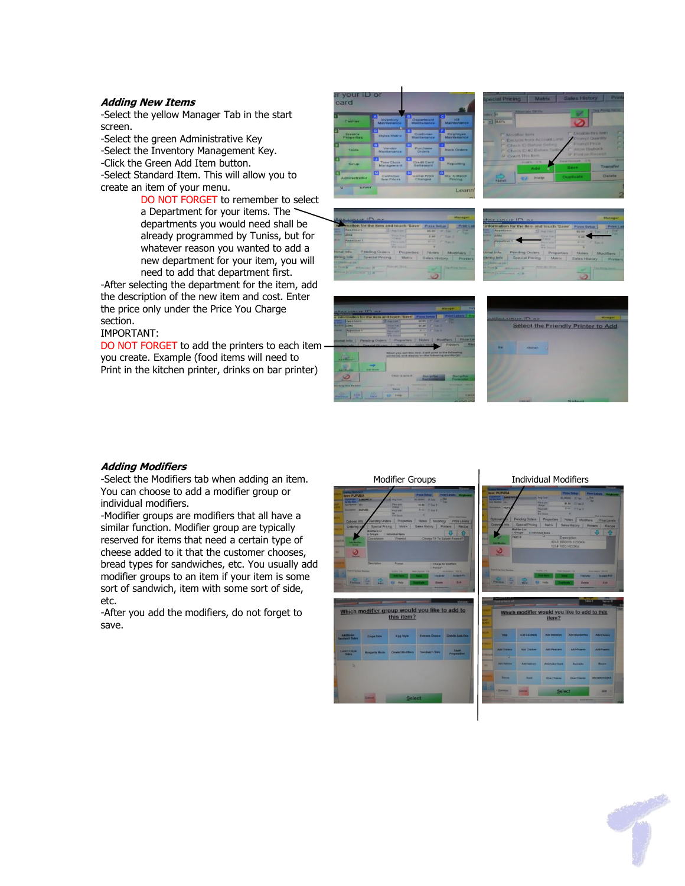***Adding New Items***

-Select the yellow Manager Tab in the start screen.
-Select the green Administrative Key
-Select the Inventory Management Key.
-Click the Green Add Item button.
-Select Standard Item. This will allow you to create an item of your menu.

> DO NOT FORGET to remember to select a Department for your items. The departments you would need shall be already programmed by Tuniss, but for whatever reason you wanted to add a new department for your item, you will need to add that department first.

-After selecting the department for the item, add the description of the new item and cost. Enter the price only under the Price You Charge section.

IMPORTANT:
DO NOT FORGET to add the printers to each item you create. Example (food items will need to Print in the kitchen printer, drinks on bar printer)

***Adding Modifiers***

-Select the Modifiers tab when adding an item. You can choose to add a modifier group or individual modifiers.
-Modifier groups are modifiers that all have a similar function. Modifier group are typically reserved for items that need a certain type of cheese added to it that the customer chooses, bread types for sandwiches, etc. You usually add modifier groups to an item if your item is some sort of sandwich, item with some sort of side, etc.
-After you add the modifiers, do not forget to save.

Modifier Groups

Individual Modifiers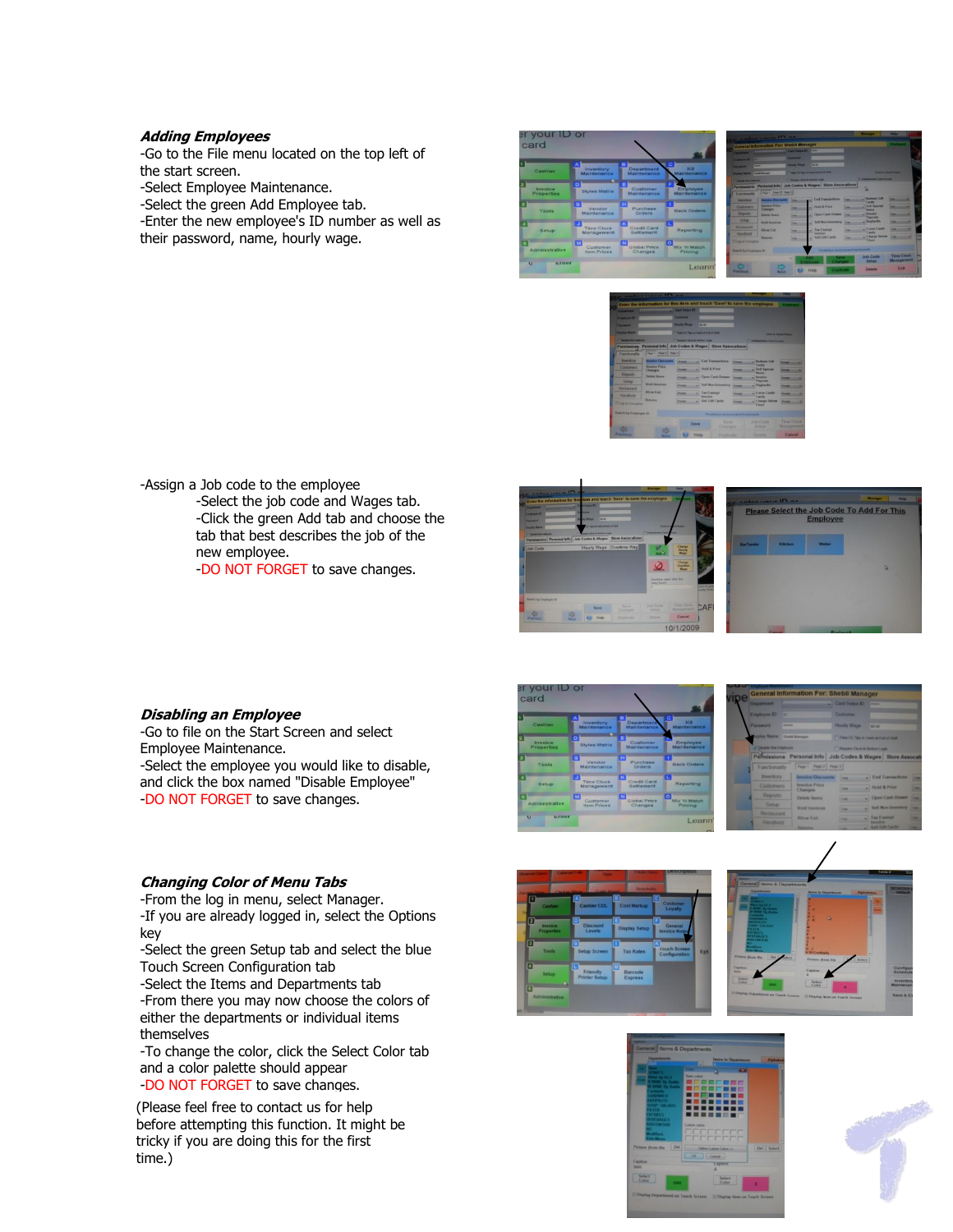### *Adding Employees*

-Go to the File menu located on the top left of the start screen.
-Select Employee Maintenance.
-Select the green Add Employee tab.
-Enter the new employee's ID number as well as their password, name, hourly wage.

-Assign a Job code to the employee
- -Select the job code and Wages tab.
- -Click the green Add tab and choose the tab that best describes the job of the new employee.
- -DO NOT FORGET to save changes.

### *Disabling an Employee*

-Go to file on the Start Screen and select Employee Maintenance.
-Select the employee you would like to disable, and click the box named "Disable Employee"
-DO NOT FORGET to save changes.

### *Changing Color of Menu Tabs*

-From the log in menu, select Manager.
-If you are already logged in, select the Options key
-Select the green Setup tab and select the blue Touch Screen Configuration tab
-Select the Items and Departments tab
-From there you may now choose the colors of either the departments or individual items themselves
-To change the color, click the Select Color tab and a color palette should appear
-DO NOT FORGET to save changes.

(Please feel free to contact us for help before attempting this function. It might be tricky if you are doing this for the first time.)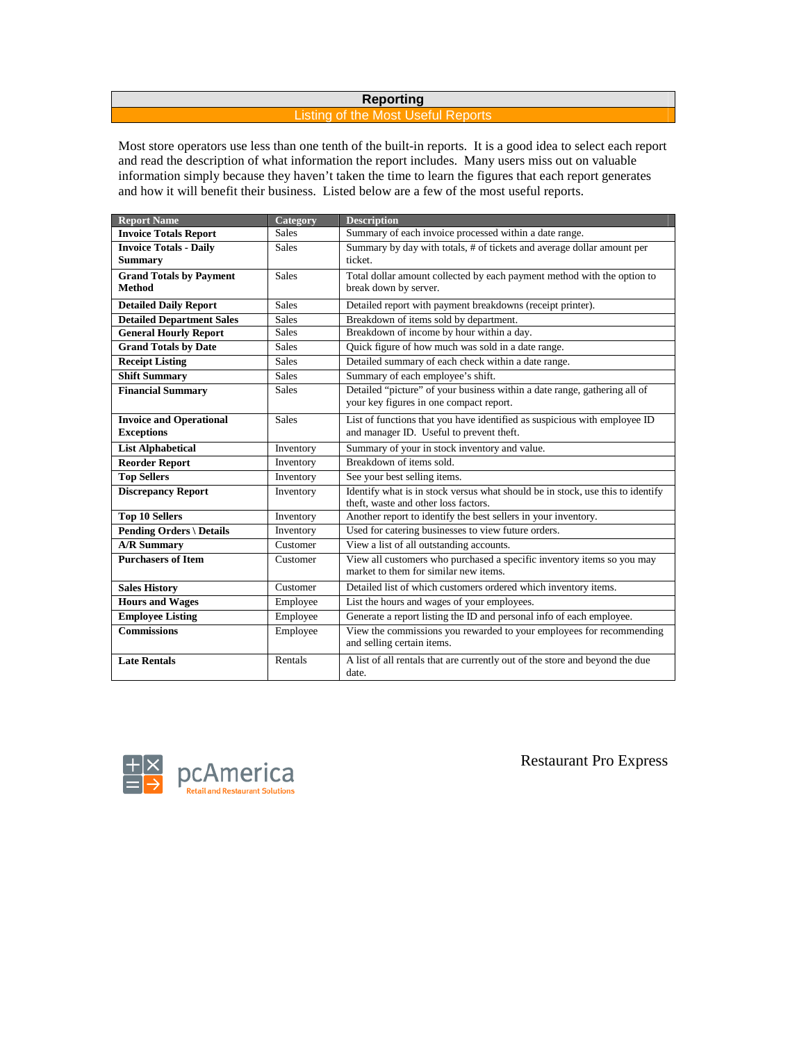## Reporting

### Listing of the Most Useful Reports

Most store operators use less than one tenth of the built-in reports. It is a good idea to select each report and read the description of what information the report includes. Many users miss out on valuable information simply because they haven't taken the time to learn the figures that each report generates and how it will benefit their business. Listed below are a few of the most useful reports.

| Report Name | Category | Description |
|---|---|---|
| **Invoice Totals Report** | Sales | Summary of each invoice processed within a date range. |
| **Invoice Totals - Daily Summary** | Sales | Summary by day with totals, # of tickets and average dollar amount per ticket. |
| **Grand Totals by Payment Method** | Sales | Total dollar amount collected by each payment method with the option to break down by server. |
| **Detailed Daily Report** | Sales | Detailed report with payment breakdowns (receipt printer). |
| **Detailed Department Sales** | Sales | Breakdown of items sold by department. |
| **General Hourly Report** | Sales | Breakdown of income by hour within a day. |
| **Grand Totals by Date** | Sales | Quick figure of how much was sold in a date range. |
| **Receipt Listing** | Sales | Detailed summary of each check within a date range. |
| **Shift Summary** | Sales | Summary of each employee's shift. |
| **Financial Summary** | Sales | Detailed "picture" of your business within a date range, gathering all of your key figures in one compact report. |
| **Invoice and Operational Exceptions** | Sales | List of functions that you have identified as suspicious with employee ID and manager ID. Useful to prevent theft. |
| **List Alphabetical** | Inventory | Summary of your in stock inventory and value. |
| **Reorder Report** | Inventory | Breakdown of items sold. |
| **Top Sellers** | Inventory | See your best selling items. |
| **Discrepancy Report** | Inventory | Identify what is in stock versus what should be in stock, use this to identify theft, waste and other loss factors. |
| **Top 10 Sellers** | Inventory | Another report to identify the best sellers in your inventory. |
| **Pending Orders \ Details** | Inventory | Used for catering businesses to view future orders. |
| **A/R Summary** | Customer | View a list of all outstanding accounts. |
| **Purchasers of Item** | Customer | View all customers who purchased a specific inventory items so you may market to them for similar new items. |
| **Sales History** | Customer | Detailed list of which customers ordered which inventory items. |
| **Hours and Wages** | Employee | List the hours and wages of your employees. |
| **Employee Listing** | Employee | Generate a report listing the ID and personal info of each employee. |
| **Commissions** | Employee | View the commissions you rewarded to your employees for recommending and selling certain items. |
| **Late Rentals** | Rentals | A list of all rentals that are currently out of the store and beyond the due date. |